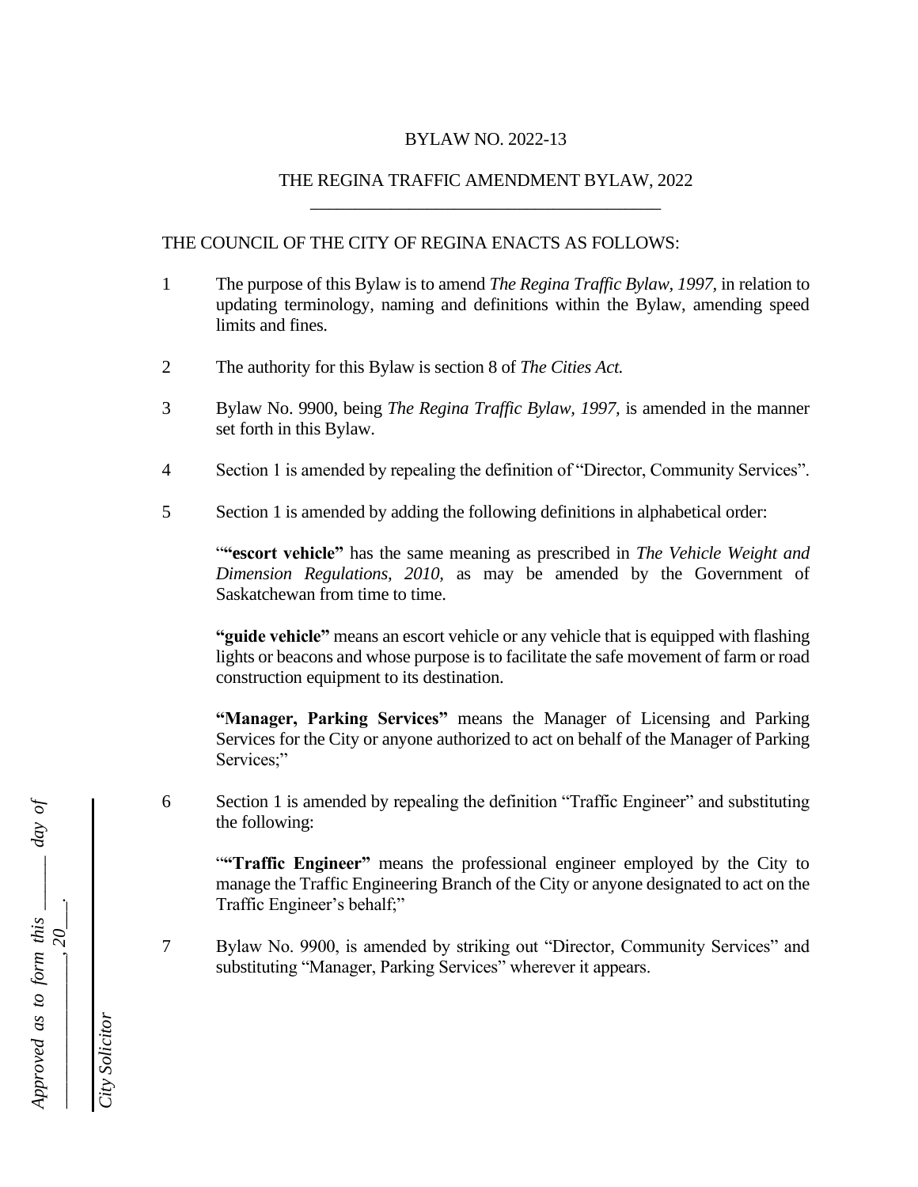# BYLAW NO. 2022-13

## THE REGINA TRAFFIC AMENDMENT BYLAW, 2022

THE COUNCIL OF THE CITY OF REGINA ENACTS AS FOLLOWS:

1 The purpose of this Bylaw is to amend *The Regina Traffic Bylaw, 1997,* in relation to updating terminology, naming and definitions within the Bylaw, amending speed limits and fines.

2 The authority for this Bylaw is section 8 of *The Cities Act.*

3 Bylaw No. 9900, being *The Regina Traffic Bylaw, 1997,* is amended in the manner set forth in this Bylaw.

4 Section 1 is amended by repealing the definition of "Director, Community Services".

5 Section 1 is amended by adding the following definitions in alphabetical order:

"**"escort vehicle"** has the same meaning as prescribed in *The Vehicle Weight and Dimension Regulations, 2010,* as may be amended by the Government of Saskatchewan from time to time.

**"guide vehicle"** means an escort vehicle or any vehicle that is equipped with flashing lights or beacons and whose purpose is to facilitate the safe movement of farm or road construction equipment to its destination.

**"Manager, Parking Services"** means the Manager of Licensing and Parking Services for the City or anyone authorized to act on behalf of the Manager of Parking Services;"

6 Section 1 is amended by repealing the definition "Traffic Engineer" and substituting the following:

"**"Traffic Engineer"** means the professional engineer employed by the City to manage the Traffic Engineering Branch of the City or anyone designated to act on the Traffic Engineer's behalf;"

7 Bylaw No. 9900, is amended by striking out "Director, Community Services" and substituting "Manager, Parking Services" wherever it appears.

*Approved as to form this \_\_\_\_\_ day of \_\_\_\_\_\_\_\_\_\_, 20\_\_\_.*

*City Solicitor*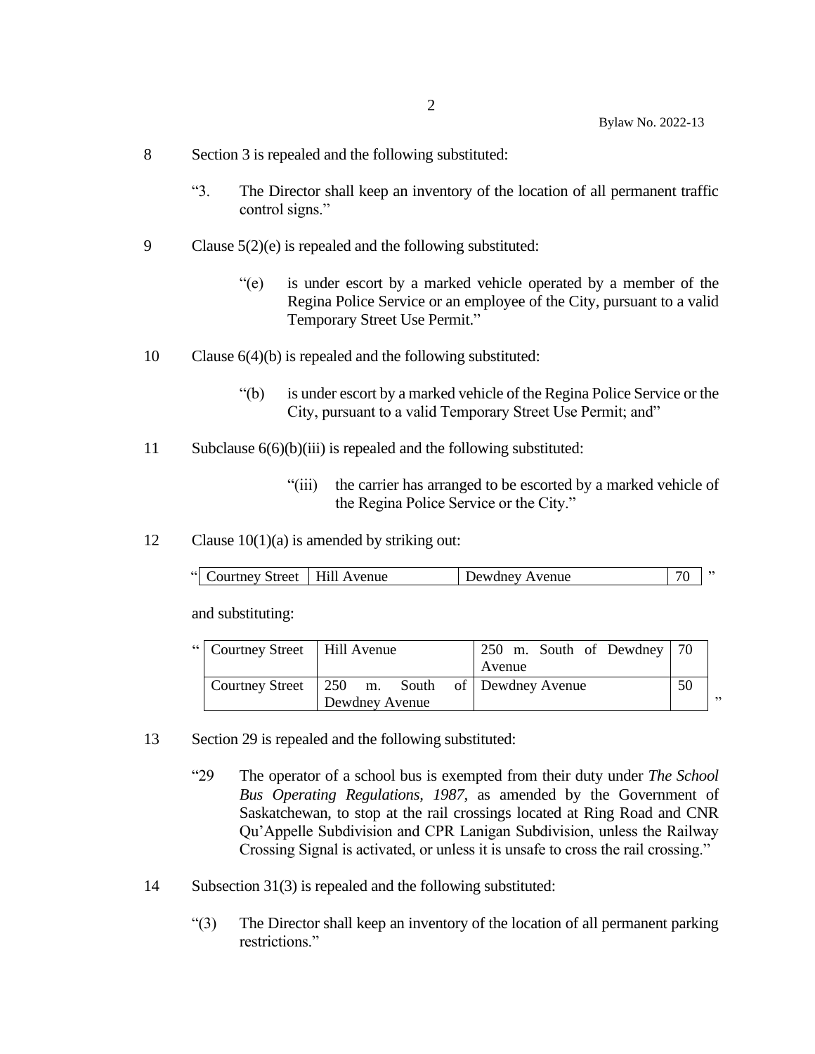8 Section 3 is repealed and the following substituted:

"3. The Director shall keep an inventory of the location of all permanent traffic control signs."

9 Clause 5(2)(e) is repealed and the following substituted:

"(e) is under escort by a marked vehicle operated by a member of the Regina Police Service or an employee of the City, pursuant to a valid Temporary Street Use Permit."

10 Clause 6(4)(b) is repealed and the following substituted:

"(b) is under escort by a marked vehicle of the Regina Police Service or the City, pursuant to a valid Temporary Street Use Permit; and"

11 Subclause 6(6)(b)(iii) is repealed and the following substituted:

"(iii) the carrier has arranged to be escorted by a marked vehicle of the Regina Police Service or the City."

12 Clause 10(1)(a) is amended by striking out:

"

| | | | |
|---|---|---|---|
| Courtney Street | Hill Avenue | Dewdney Avenue | 70 |

"

and substituting:

"

| | | | |
|---|---|---|---|
| Courtney Street | Hill Avenue | 250 m. South of Dewdney Avenue | 70 |
| Courtney Street | 250 m. South of Dewdney Avenue | Dewdney Avenue | 50 |

"

13 Section 29 is repealed and the following substituted:

"29 The operator of a school bus is exempted from their duty under *The School Bus Operating Regulations, 1987,* as amended by the Government of Saskatchewan, to stop at the rail crossings located at Ring Road and CNR Qu'Appelle Subdivision and CPR Lanigan Subdivision, unless the Railway Crossing Signal is activated, or unless it is unsafe to cross the rail crossing."

14 Subsection 31(3) is repealed and the following substituted:

"(3) The Director shall keep an inventory of the location of all permanent parking restrictions."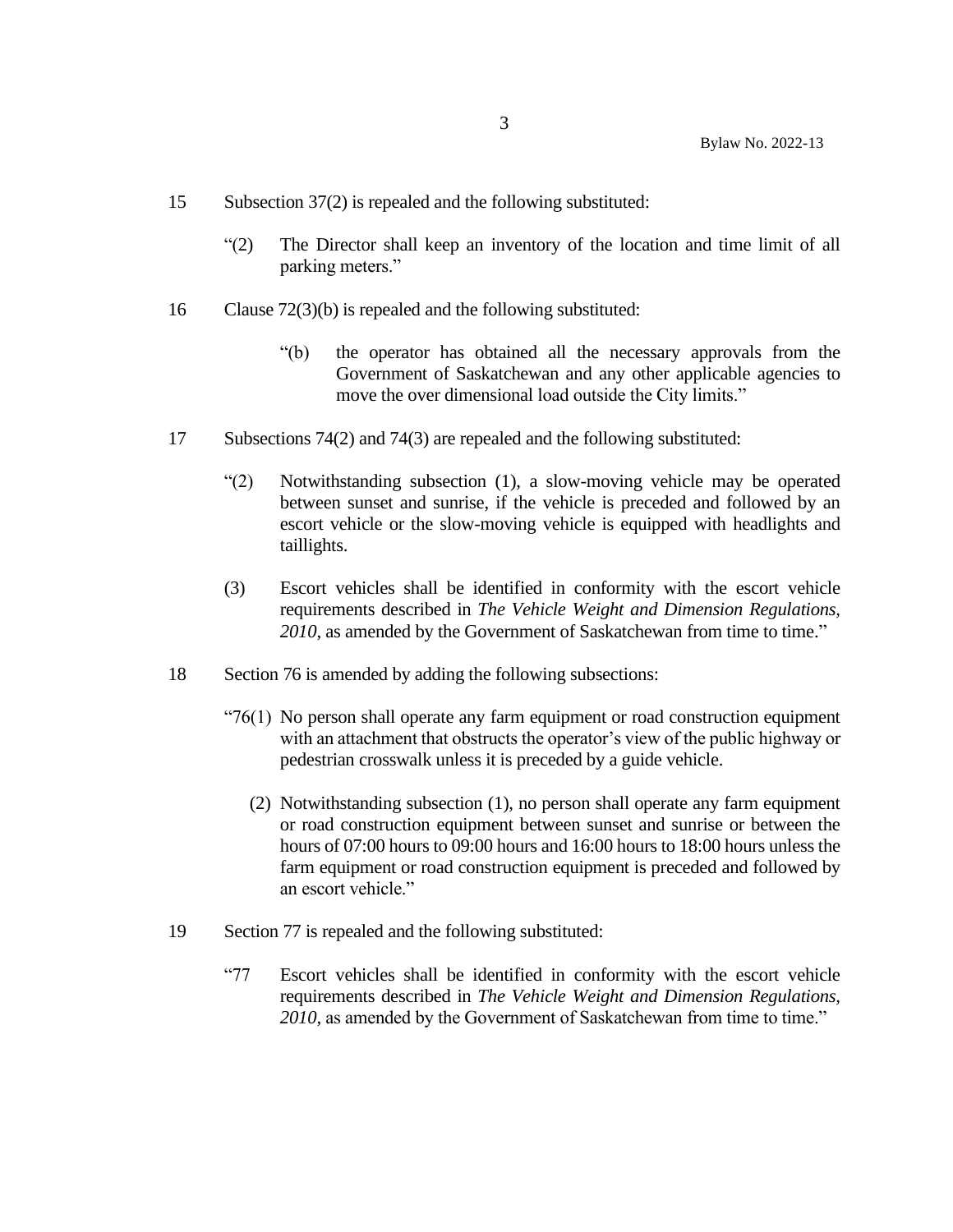15 Subsection 37(2) is repealed and the following substituted:

> "(2) The Director shall keep an inventory of the location and time limit of all parking meters."

16 Clause 72(3)(b) is repealed and the following substituted:

> "(b) the operator has obtained all the necessary approvals from the Government of Saskatchewan and any other applicable agencies to move the over dimensional load outside the City limits."

17 Subsections 74(2) and 74(3) are repealed and the following substituted:

> "(2) Notwithstanding subsection (1), a slow-moving vehicle may be operated between sunset and sunrise, if the vehicle is preceded and followed by an escort vehicle or the slow-moving vehicle is equipped with headlights and taillights.
>
> (3) Escort vehicles shall be identified in conformity with the escort vehicle requirements described in *The Vehicle Weight and Dimension Regulations, 2010*, as amended by the Government of Saskatchewan from time to time."

18 Section 76 is amended by adding the following subsections:

> "76(1) No person shall operate any farm equipment or road construction equipment with an attachment that obstructs the operator's view of the public highway or pedestrian crosswalk unless it is preceded by a guide vehicle.
>
> (2) Notwithstanding subsection (1), no person shall operate any farm equipment or road construction equipment between sunset and sunrise or between the hours of 07:00 hours to 09:00 hours and 16:00 hours to 18:00 hours unless the farm equipment or road construction equipment is preceded and followed by an escort vehicle."

19 Section 77 is repealed and the following substituted:

> "77 Escort vehicles shall be identified in conformity with the escort vehicle requirements described in *The Vehicle Weight and Dimension Regulations, 2010*, as amended by the Government of Saskatchewan from time to time."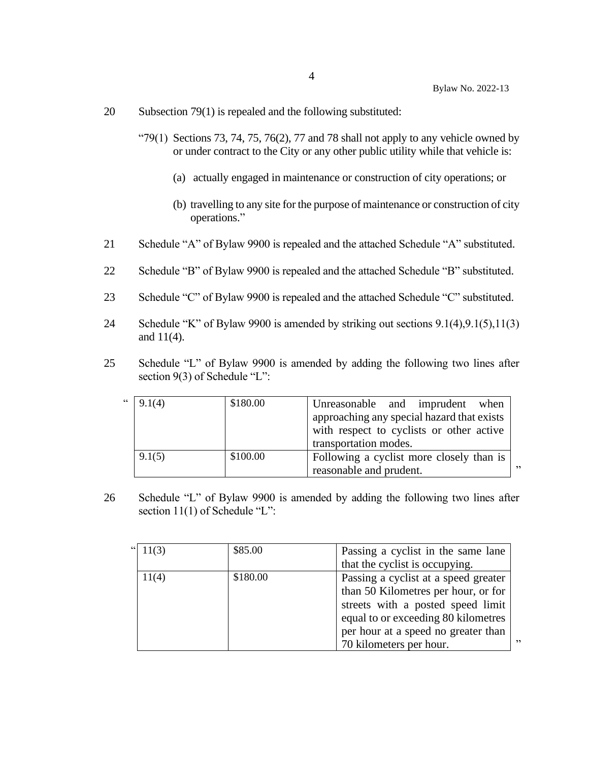20 Subsection 79(1) is repealed and the following substituted:

"79(1) Sections 73, 74, 75, 76(2), 77 and 78 shall not apply to any vehicle owned by or under contract to the City or any other public utility while that vehicle is:

(a) actually engaged in maintenance or construction of city operations; or

(b) travelling to any site for the purpose of maintenance or construction of city operations."

21 Schedule "A" of Bylaw 9900 is repealed and the attached Schedule "A" substituted.

22 Schedule "B" of Bylaw 9900 is repealed and the attached Schedule "B" substituted.

23 Schedule "C" of Bylaw 9900 is repealed and the attached Schedule "C" substituted.

24 Schedule "K" of Bylaw 9900 is amended by striking out sections 9.1(4),9.1(5),11(3) and 11(4).

25 Schedule "L" of Bylaw 9900 is amended by adding the following two lines after section 9(3) of Schedule "L":

"

| | | |
|---|---|---|
| 9.1(4) | $180.00 | Unreasonable and imprudent when approaching any special hazard that exists with respect to cyclists or other active transportation modes. |
| 9.1(5) | $100.00 | Following a cyclist more closely than is reasonable and prudent. |

"

26 Schedule "L" of Bylaw 9900 is amended by adding the following two lines after section 11(1) of Schedule "L":

"

| | | |
|---|---|---|
| 11(3) | $85.00 | Passing a cyclist in the same lane that the cyclist is occupying. |
| 11(4) | $180.00 | Passing a cyclist at a speed greater than 50 Kilometres per hour, or for streets with a posted speed limit equal to or exceeding 80 kilometres per hour at a speed no greater than 70 kilometers per hour. |

"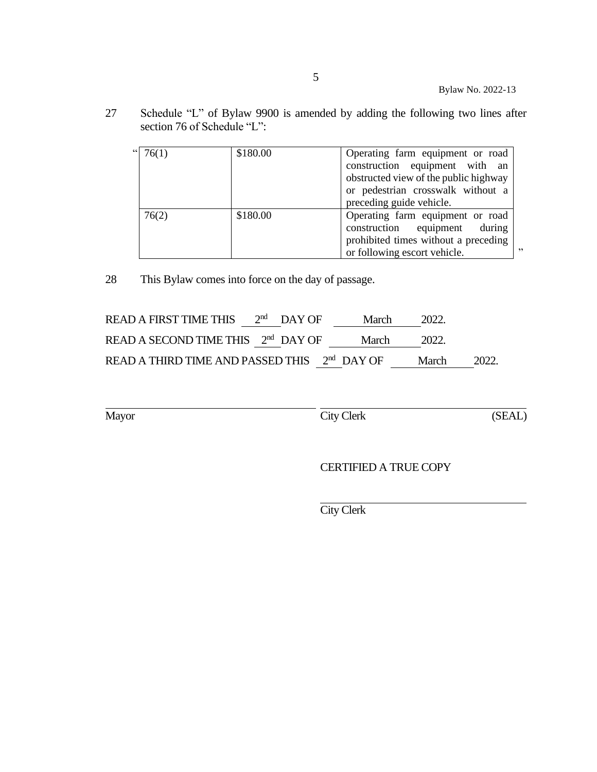27 Schedule "L" of Bylaw 9900 is amended by adding the following two lines after section 76 of Schedule "L":

"

| 76(1) | $180.00 | Operating farm equipment or road construction equipment with an obstructed view of the public highway or pedestrian crosswalk without a preceding guide vehicle. |
|---|---|---|
| 76(2) | $180.00 | Operating farm equipment or road construction equipment during prohibited times without a preceding or following escort vehicle. |

"

28 This Bylaw comes into force on the day of passage.

READ A FIRST TIME THIS 2nd DAY OF March 2022.

READ A SECOND TIME THIS 2nd DAY OF March 2022.

READ A THIRD TIME AND PASSED THIS 2nd DAY OF March 2022.

Mayor

City Clerk (SEAL)

CERTIFIED A TRUE COPY

City Clerk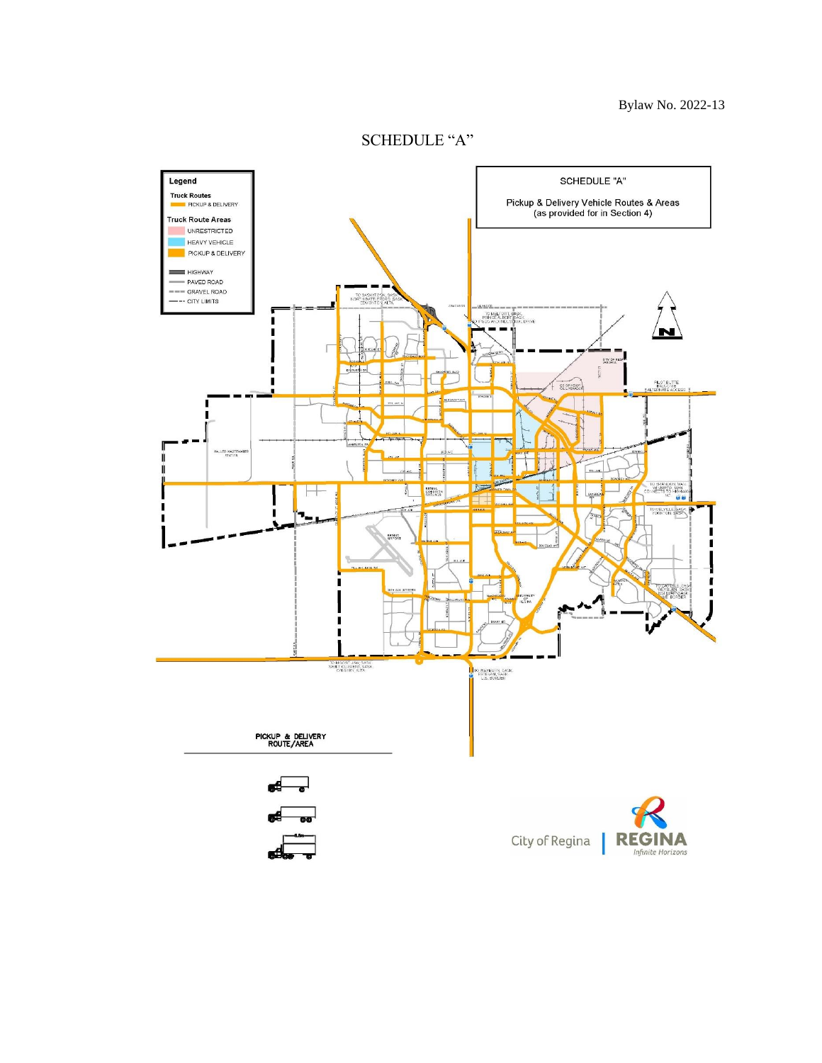# SCHEDULE "A"

**Legend**

**Truck Routes**
- PICKUP & DELIVERY

**Truck Route Areas**
- UNRESTRICTED
- HEAVY VEHICLE
- PICKUP & DELIVERY

- HIGHWAY
- PAVED ROAD
- GRAVEL ROAD
- CITY LIMITS

SCHEDULE "A"

Pickup & Delivery Vehicle Routes & Areas
(as provided for in Section 4)

PICKUP & DELIVERY ROUTE/AREA

City of Regina | REGINA *Infinite Horizons*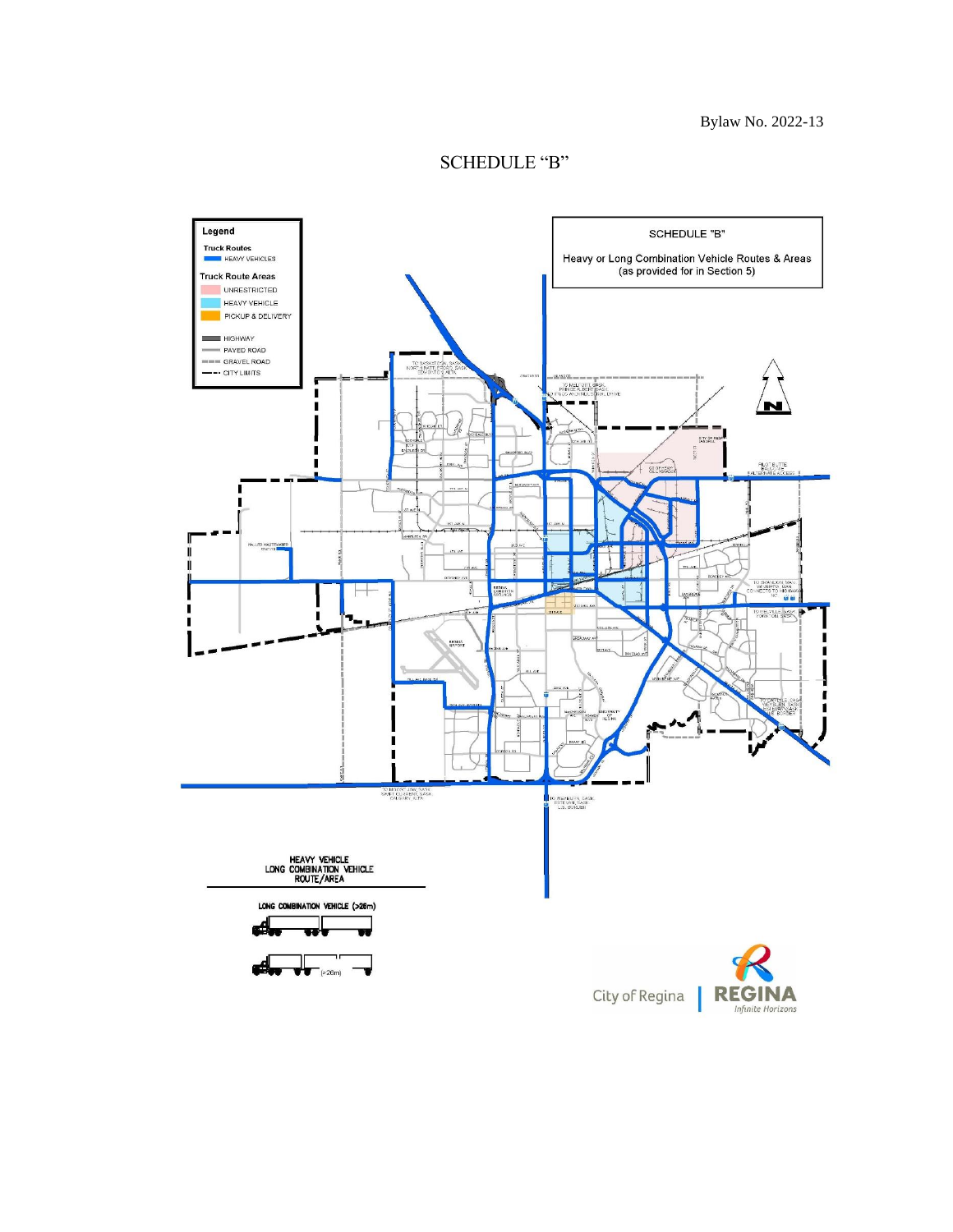Bylaw No. 2022-13

# SCHEDULE "B"

**Legend**

**Truck Routes**

- HEAVY VEHICLES

**Truck Route Areas**

- UNRESTRICTED
- HEAVY VEHICLE
- PICKUP & DELIVERY

- HIGHWAY
- PAVED ROAD
- GRAVEL ROAD
- CITY LIMITS

**SCHEDULE "B"**

Heavy or Long Combination Vehicle Routes & Areas (as provided for in Section 5)

HEAVY VEHICLE
LONG COMBINATION VEHICLE
ROUTE/AREA

LONG COMBINATION VEHICLE (>26m)

City of Regina | REGINA Infinite Horizons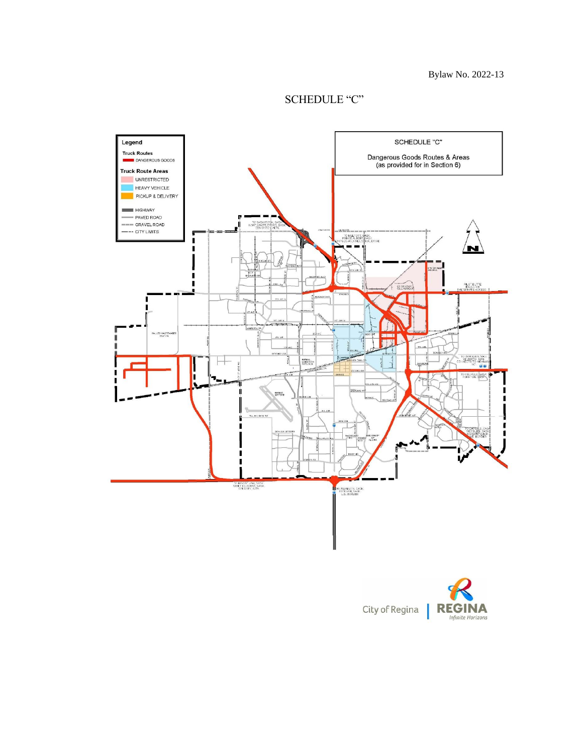Bylaw No. 2022-13

# SCHEDULE "C"

**Legend**

**Truck Routes**

- DANGEROUS GOODS

**Truck Route Areas**

- UNRESTRICTED
- HEAVY VEHICLE
- PICKUP & DELIVERY

- HIGHWAY
- PAVED ROAD
- GRAVEL ROAD
- CITY LIMITS

SCHEDULE "C"

Dangerous Goods Routes & Areas
(as provided for in Section 6)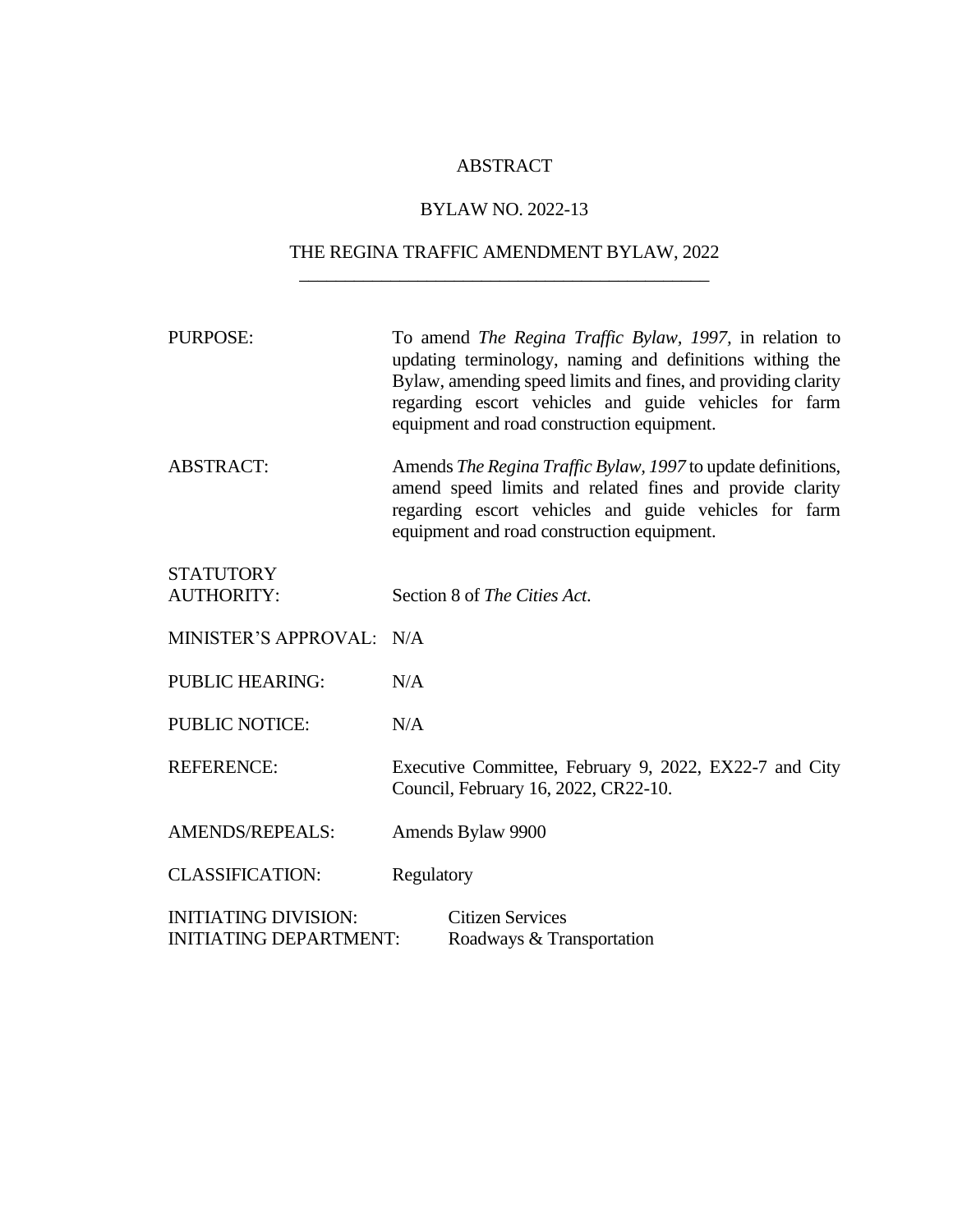# ABSTRACT

## BYLAW NO. 2022-13

## THE REGINA TRAFFIC AMENDMENT BYLAW, 2022

---

| | |
|---|---|
| PURPOSE: | To amend *The Regina Traffic Bylaw, 1997,* in relation to updating terminology, naming and definitions withing the Bylaw, amending speed limits and fines, and providing clarity regarding escort vehicles and guide vehicles for farm equipment and road construction equipment. |
| ABSTRACT: | Amends *The Regina Traffic Bylaw, 1997* to update definitions, amend speed limits and related fines and provide clarity regarding escort vehicles and guide vehicles for farm equipment and road construction equipment. |
| STATUTORY AUTHORITY: | Section 8 of *The Cities Act*. |
| MINISTER'S APPROVAL: | N/A |
| PUBLIC HEARING: | N/A |
| PUBLIC NOTICE: | N/A |
| REFERENCE: | Executive Committee, February 9, 2022, EX22-7 and City Council, February 16, 2022, CR22-10. |
| AMENDS/REPEALS: | Amends Bylaw 9900 |
| CLASSIFICATION: | Regulatory |
| INITIATING DIVISION: | Citizen Services |
| INITIATING DEPARTMENT: | Roadways & Transportation |